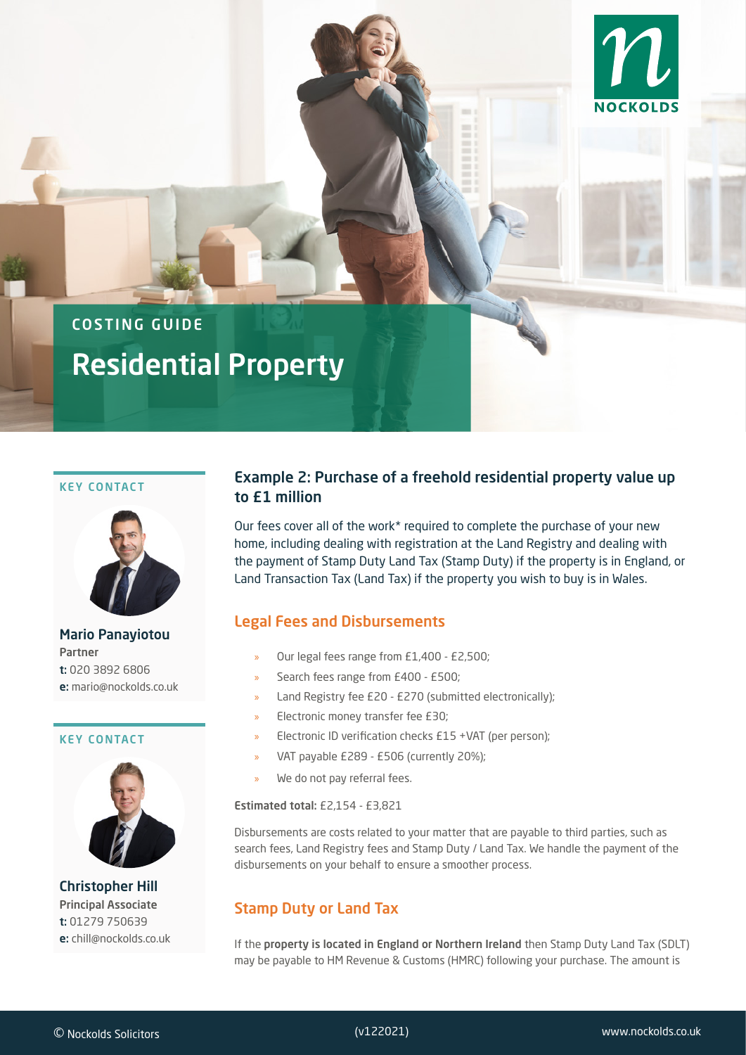COSTING GUIDE

# Residential Property

KEY CONTACT

**Mario Panayiotou**
Partner
**t:** 020 3892 6806
**e:** mario@nockolds.co.uk

KEY CONTACT

**Christopher Hill**
Principal Associate
**t:** 01279 750639
**e:** chill@nockolds.co.uk

## Example 2: Purchase of a freehold residential property value up to £1 million

Our fees cover all of the work* required to complete the purchase of your new home, including dealing with registration at the Land Registry and dealing with the payment of Stamp Duty Land Tax (Stamp Duty) if the property is in England, or Land Transaction Tax (Land Tax) if the property you wish to buy is in Wales.

### Legal Fees and Disbursements

- Our legal fees range from £1,400 - £2,500;
- Search fees range from £400 - £500;
- Land Registry fee £20 - £270 (submitted electronically);
- Electronic money transfer fee £30;
- Electronic ID verification checks £15 +VAT (per person);
- VAT payable £289 - £506 (currently 20%);
- We do not pay referral fees.

**Estimated total:** £2,154 - £3,821

Disbursements are costs related to your matter that are payable to third parties, such as search fees, Land Registry fees and Stamp Duty / Land Tax. We handle the payment of the disbursements on your behalf to ensure a smoother process.

### Stamp Duty or Land Tax

If the **property is located in England or Northern Ireland** then Stamp Duty Land Tax (SDLT) may be payable to HM Revenue & Customs (HMRC) following your purchase. The amount is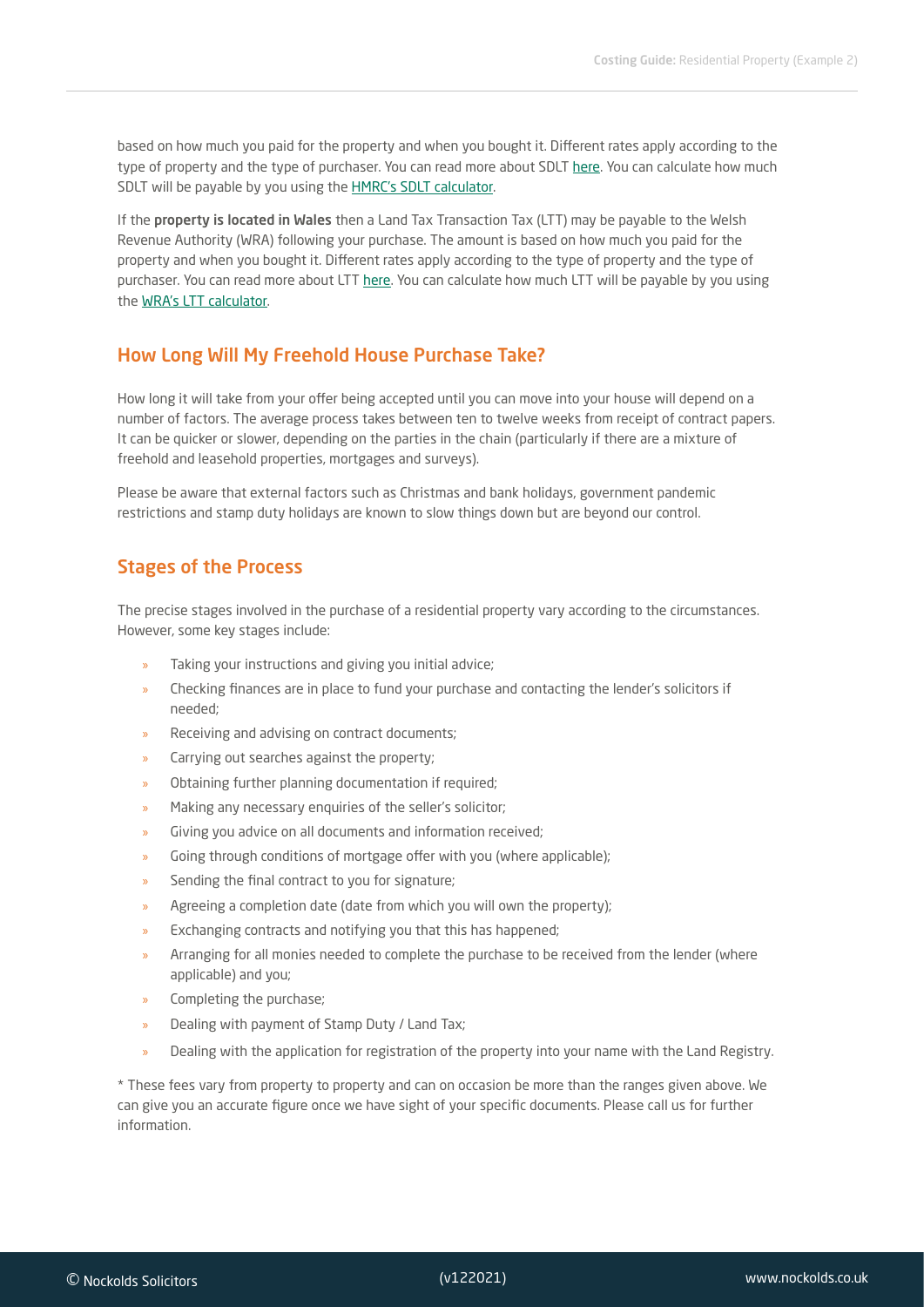based on how much you paid for the property and when you bought it. Different rates apply according to the type of property and the type of purchaser. You can read more about SDLT here. You can calculate how much SDLT will be payable by you using the HMRC's SDLT calculator.

If the **property is located in Wales** then a Land Tax Transaction Tax (LTT) may be payable to the Welsh Revenue Authority (WRA) following your purchase. The amount is based on how much you paid for the property and when you bought it. Different rates apply according to the type of property and the type of purchaser. You can read more about LTT here. You can calculate how much LTT will be payable by you using the WRA's LTT calculator.

## How Long Will My Freehold House Purchase Take?

How long it will take from your offer being accepted until you can move into your house will depend on a number of factors. The average process takes between ten to twelve weeks from receipt of contract papers. It can be quicker or slower, depending on the parties in the chain (particularly if there are a mixture of freehold and leasehold properties, mortgages and surveys).

Please be aware that external factors such as Christmas and bank holidays, government pandemic restrictions and stamp duty holidays are known to slow things down but are beyond our control.

## Stages of the Process

The precise stages involved in the purchase of a residential property vary according to the circumstances. However, some key stages include:

- Taking your instructions and giving you initial advice;
- Checking finances are in place to fund your purchase and contacting the lender's solicitors if needed;
- Receiving and advising on contract documents;
- Carrying out searches against the property;
- Obtaining further planning documentation if required;
- Making any necessary enquiries of the seller's solicitor;
- Giving you advice on all documents and information received;
- Going through conditions of mortgage offer with you (where applicable);
- Sending the final contract to you for signature;
- Agreeing a completion date (date from which you will own the property);
- Exchanging contracts and notifying you that this has happened;
- Arranging for all monies needed to complete the purchase to be received from the lender (where applicable) and you;
- Completing the purchase;
- Dealing with payment of Stamp Duty / Land Tax;
- Dealing with the application for registration of the property into your name with the Land Registry.

* These fees vary from property to property and can on occasion be more than the ranges given above. We can give you an accurate figure once we have sight of your specific documents. Please call us for further information.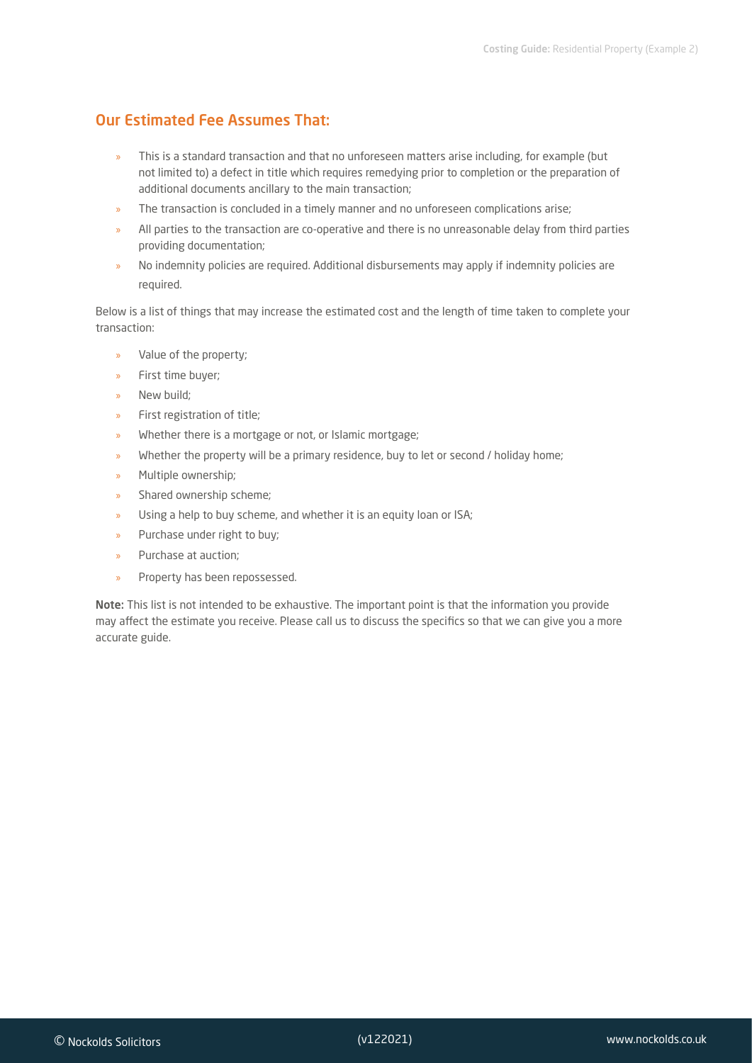## Our Estimated Fee Assumes That:

- This is a standard transaction and that no unforeseen matters arise including, for example (but not limited to) a defect in title which requires remedying prior to completion or the preparation of additional documents ancillary to the main transaction;
- The transaction is concluded in a timely manner and no unforeseen complications arise;
- All parties to the transaction are co-operative and there is no unreasonable delay from third parties providing documentation;
- No indemnity policies are required. Additional disbursements may apply if indemnity policies are required.

Below is a list of things that may increase the estimated cost and the length of time taken to complete your transaction:

- Value of the property;
- First time buyer;
- New build;
- First registration of title;
- Whether there is a mortgage or not, or Islamic mortgage;
- Whether the property will be a primary residence, buy to let or second / holiday home;
- Multiple ownership;
- Shared ownership scheme;
- Using a help to buy scheme, and whether it is an equity loan or ISA;
- Purchase under right to buy;
- Purchase at auction;
- Property has been repossessed.

**Note:** This list is not intended to be exhaustive. The important point is that the information you provide may affect the estimate you receive. Please call us to discuss the specifics so that we can give you a more accurate guide.